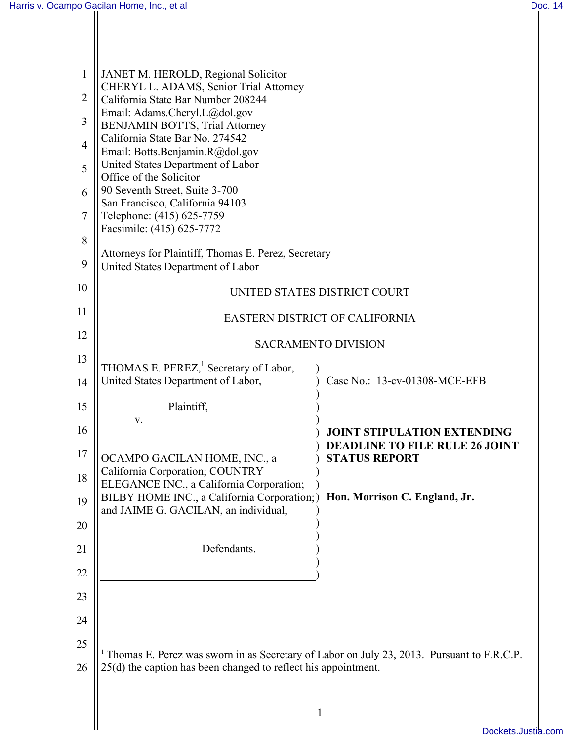JANET M. HEROLD, Regional Solicitor
CHERYL L. ADAMS, Senior Trial Attorney
California State Bar Number 208244
Email: Adams.Cheryl.L@dol.gov
BENJAMIN BOTTS, Trial Attorney
California State Bar No. 274542
Email: Botts.Benjamin.R@dol.gov
United States Department of Labor
Office of the Solicitor
90 Seventh Street, Suite 3-700
San Francisco, California 94103
Telephone: (415) 625-7759
Facsimile: (415) 625-7772

Attorneys for Plaintiff, Thomas E. Perez, Secretary
United States Department of Labor

UNITED STATES DISTRICT COURT

EASTERN DISTRICT OF CALIFORNIA

SACRAMENTO DIVISION

THOMAS E. PEREZ,[1] Secretary of Labor, United States Department of Labor,

Plaintiff,

v.

OCAMPO GACILAN HOME, INC., a California Corporation; COUNTRY ELEGANCE INC., a California Corporation; BILBY HOME INC., a California Corporation; and JAIME G. GACILAN, an individual,

Defendants.

Case No.: 13-cv-01308-MCE-EFB

**JOINT STIPULATION EXTENDING DEADLINE TO FILE RULE 26 JOINT STATUS REPORT**

**Hon. Morrison C. England, Jr.**

---

[1] Thomas E. Perez was sworn in as Secretary of Labor on July 23, 2013. Pursuant to F.R.C.P. 25(d) the caption has been changed to reflect his appointment.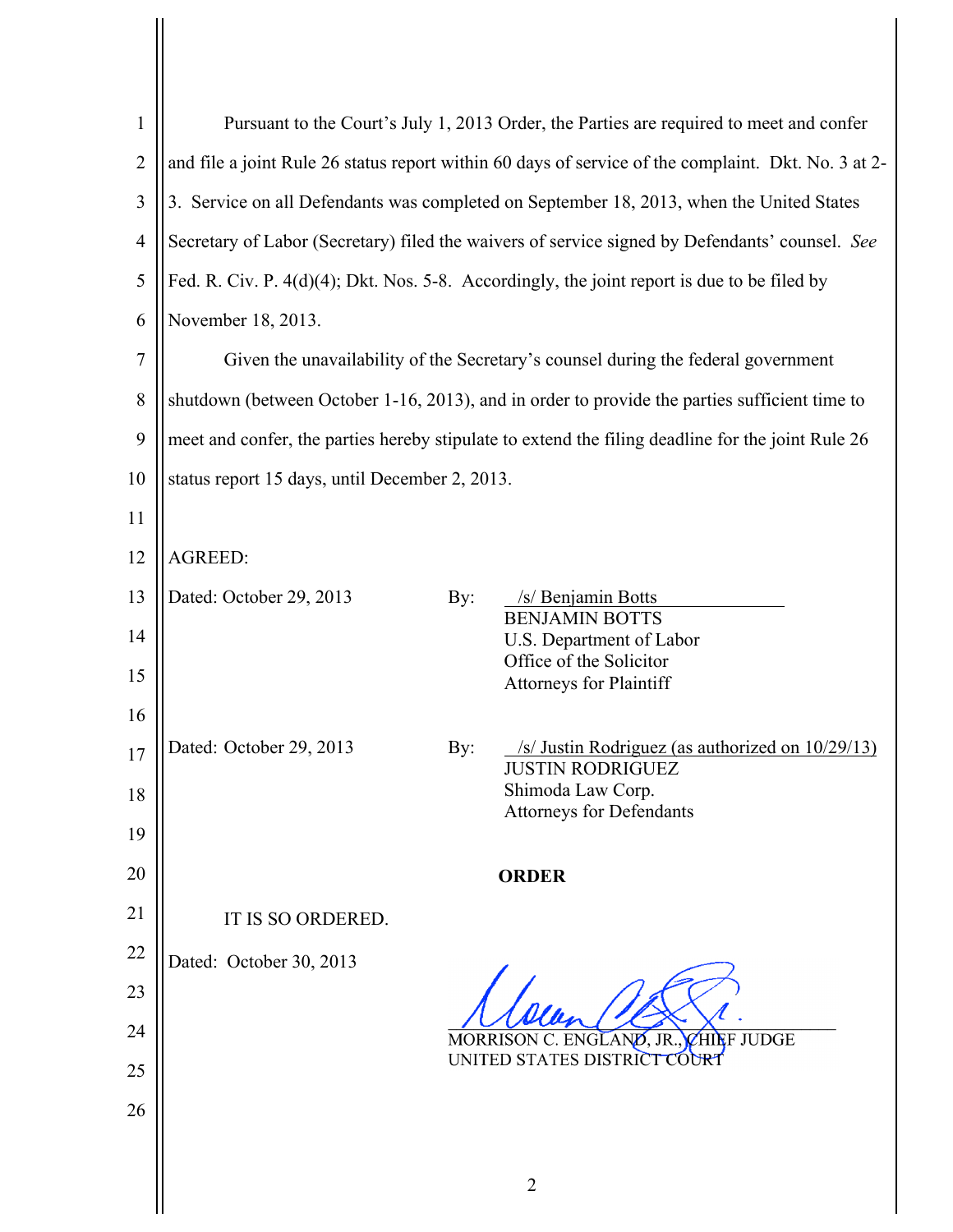Pursuant to the Court's July 1, 2013 Order, the Parties are required to meet and confer and file a joint Rule 26 status report within 60 days of service of the complaint. Dkt. No. 3 at 2-3. Service on all Defendants was completed on September 18, 2013, when the United States Secretary of Labor (Secretary) filed the waivers of service signed by Defendants' counsel. *See* Fed. R. Civ. P. 4(d)(4); Dkt. Nos. 5-8. Accordingly, the joint report is due to be filed by November 18, 2013.

Given the unavailability of the Secretary's counsel during the federal government shutdown (between October 1-16, 2013), and in order to provide the parties sufficient time to meet and confer, the parties hereby stipulate to extend the filing deadline for the joint Rule 26 status report 15 days, until December 2, 2013.

AGREED:

Dated: October 29, 2013

By: /s/ Benjamin Botts
BENJAMIN BOTTS
U.S. Department of Labor
Office of the Solicitor
Attorneys for Plaintiff

Dated: October 29, 2013

By: /s/ Justin Rodriguez (as authorized on 10/29/13)
JUSTIN RODRIGUEZ
Shimoda Law Corp.
Attorneys for Defendants

**ORDER**

IT IS SO ORDERED.

Dated: October 30, 2013

MORRISON C. ENGLAND, JR., CHIEF JUDGE
UNITED STATES DISTRICT COURT